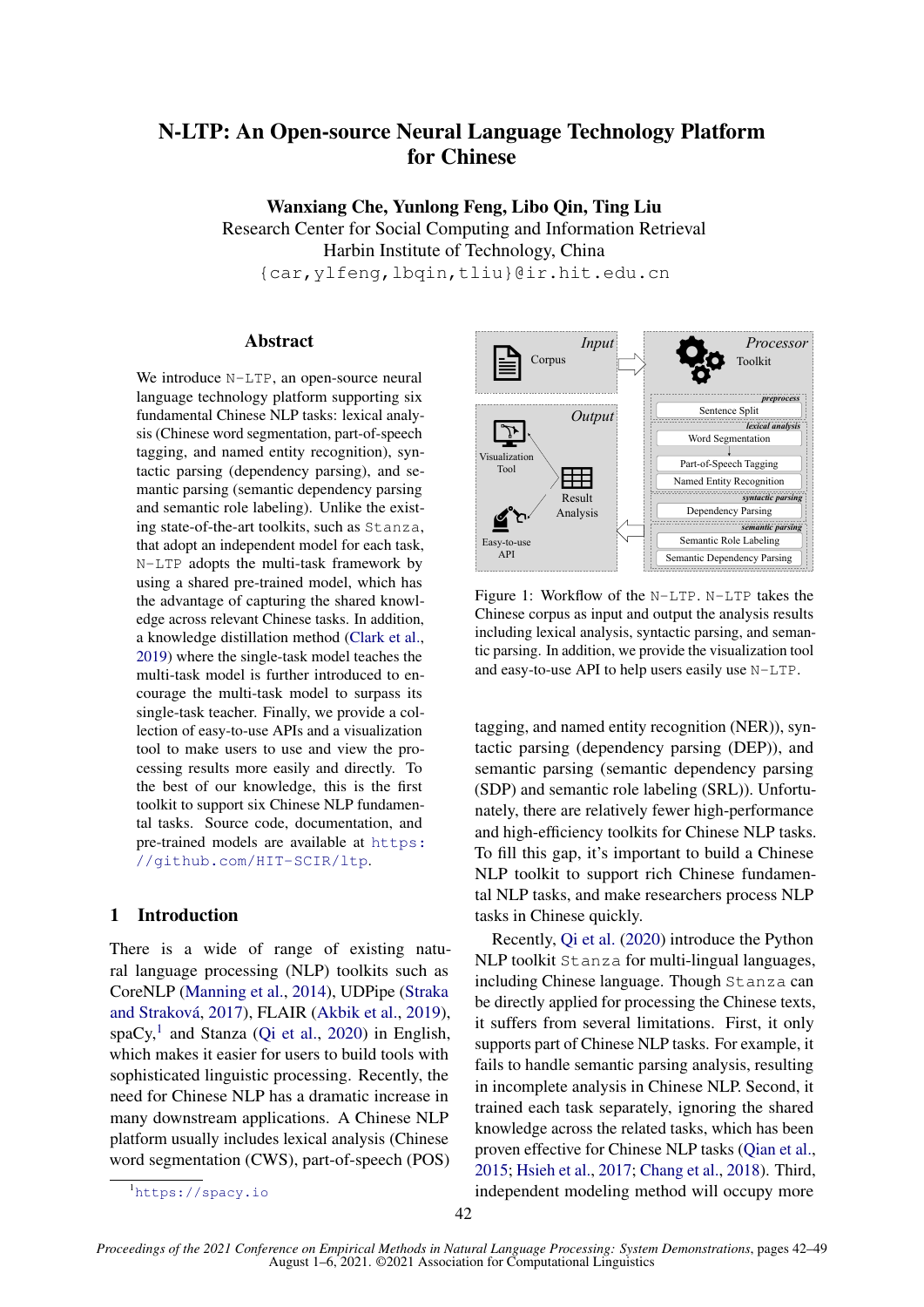# N-LTP: An Open-source Neural Language Technology Platform for Chinese

**Wanxiang Che, Yunlong Feng, Libo Qin, Ting Liu**
Research Center for Social Computing and Information Retrieval
Harbin Institute of Technology, China
{car,ylfeng,lbqin,tliu}@ir.hit.edu.cn

## Abstract

We introduce N-LTP, an open-source neural language technology platform supporting six fundamental Chinese NLP tasks: lexical analysis (Chinese word segmentation, part-of-speech tagging, and named entity recognition), syntactic parsing (dependency parsing), and semantic parsing (semantic dependency parsing and semantic role labeling). Unlike the existing state-of-the-art toolkits, such as Stanza, that adopt an independent model for each task, N-LTP adopts the multi-task framework by using a shared pre-trained model, which has the advantage of capturing the shared knowledge across relevant Chinese tasks. In addition, a knowledge distillation method (Clark et al., 2019) where the single-task model teaches the multi-task model is further introduced to encourage the multi-task model to surpass its single-task teacher. Finally, we provide a collection of easy-to-use APIs and a visualization tool to make users to use and view the processing results more easily and directly. To the best of our knowledge, this is the first toolkit to support six Chinese NLP fundamental tasks. Source code, documentation, and pre-trained models are available at https://github.com/HIT-SCIR/ltp.

Figure 1: Workflow of the N-LTP. N-LTP takes the Chinese corpus as input and output the analysis results including lexical analysis, syntactic parsing, and semantic parsing. In addition, we provide the visualization tool and easy-to-use API to help users easily use N-LTP.

## 1 Introduction

There is a wide of range of existing natural language processing (NLP) toolkits such as CoreNLP (Manning et al., 2014), UDPipe (Straka and Straková, 2017), FLAIR (Akbik et al., 2019), spaCy,[1] and Stanza (Qi et al., 2020) in English, which makes it easier for users to build tools with sophisticated linguistic processing. Recently, the need for Chinese NLP has a dramatic increase in many downstream applications. A Chinese NLP platform usually includes lexical analysis (Chinese word segmentation (CWS), part-of-speech (POS) tagging, and named entity recognition (NER)), syntactic parsing (dependency parsing (DEP)), and semantic parsing (semantic dependency parsing (SDP) and semantic role labeling (SRL)). Unfortunately, there are relatively fewer high-performance and high-efficiency toolkits for Chinese NLP tasks. To fill this gap, it's important to build a Chinese NLP toolkit to support rich Chinese fundamental NLP tasks, and make researchers process NLP tasks in Chinese quickly.

Recently, Qi et al. (2020) introduce the Python NLP toolkit Stanza for multi-lingual languages, including Chinese language. Though Stanza can be directly applied for processing the Chinese texts, it suffers from several limitations. First, it only supports part of Chinese NLP tasks. For example, it fails to handle semantic parsing analysis, resulting in incomplete analysis in Chinese NLP. Second, it trained each task separately, ignoring the shared knowledge across the related tasks, which has been proven effective for Chinese NLP tasks (Qian et al., 2015; Hsieh et al., 2017; Chang et al., 2018). Third, independent modeling method will occupy more

[1] https://spacy.io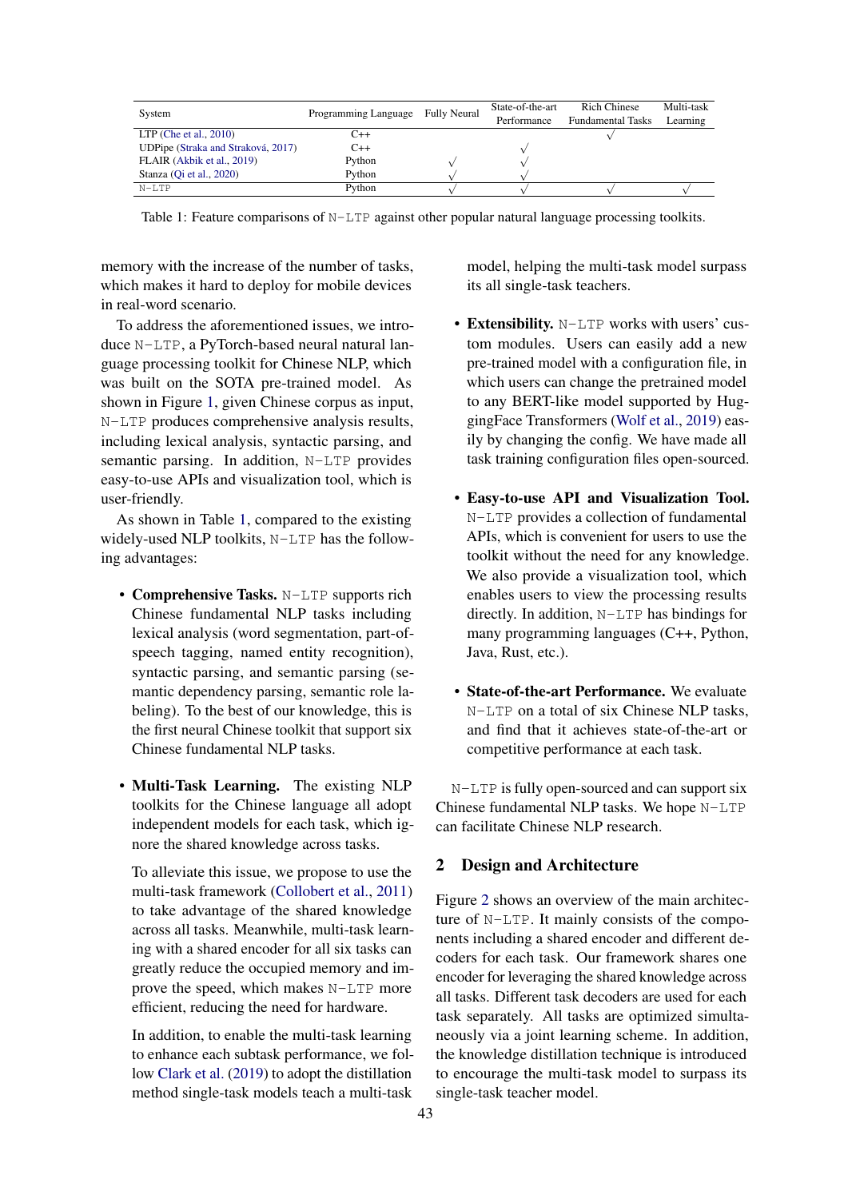| System | Programming Language | Fully Neural | State-of-the-art Performance | Rich Chinese Fundamental Tasks | Multi-task Learning |
|---|---|---|---|---|---|
| LTP (Che et al., 2010) | C++ | | | √ | |
| UDPipe (Straka and Straková, 2017) | C++ | | √ | | |
| FLAIR (Akbik et al., 2019) | Python | √ | √ | | |
| Stanza (Qi et al., 2020) | Python | √ | √ | | |
| N-LTP | Python | √ | √ | √ | √ |

Table 1: Feature comparisons of N-LTP against other popular natural language processing toolkits.

memory with the increase of the number of tasks, which makes it hard to deploy for mobile devices in real-word scenario.

To address the aforementioned issues, we introduce N-LTP, a PyTorch-based neural natural language processing toolkit for Chinese NLP, which was built on the SOTA pre-trained model. As shown in Figure 1, given Chinese corpus as input, N-LTP produces comprehensive analysis results, including lexical analysis, syntactic parsing, and semantic parsing. In addition, N-LTP provides easy-to-use APIs and visualization tool, which is user-friendly.

As shown in Table 1, compared to the existing widely-used NLP toolkits, N-LTP has the following advantages:

- **Comprehensive Tasks.** N-LTP supports rich Chinese fundamental NLP tasks including lexical analysis (word segmentation, part-of-speech tagging, named entity recognition), syntactic parsing, and semantic parsing (semantic dependency parsing, semantic role labeling). To the best of our knowledge, this is the first neural Chinese toolkit that support six Chinese fundamental NLP tasks.

- **Multi-Task Learning.** The existing NLP toolkits for the Chinese language all adopt independent models for each task, which ignore the shared knowledge across tasks.

  To alleviate this issue, we propose to use the multi-task framework (Collobert et al., 2011) to take advantage of the shared knowledge across all tasks. Meanwhile, multi-task learning with a shared encoder for all six tasks can greatly reduce the occupied memory and improve the speed, which makes N-LTP more efficient, reducing the need for hardware.

  In addition, to enable the multi-task learning to enhance each subtask performance, we follow Clark et al. (2019) to adopt the distillation method single-task models teach a multi-task model, helping the multi-task model surpass its all single-task teachers.

- **Extensibility.** N-LTP works with users' custom modules. Users can easily add a new pre-trained model with a configuration file, in which users can change the pretrained model to any BERT-like model supported by HuggingFace Transformers (Wolf et al., 2019) easily by changing the config. We have made all task training configuration files open-sourced.

- **Easy-to-use API and Visualization Tool.** N-LTP provides a collection of fundamental APIs, which is convenient for users to use the toolkit without the need for any knowledge. We also provide a visualization tool, which enables users to view the processing results directly. In addition, N-LTP has bindings for many programming languages (C++, Python, Java, Rust, etc.).

- **State-of-the-art Performance.** We evaluate N-LTP on a total of six Chinese NLP tasks, and find that it achieves state-of-the-art or competitive performance at each task.

N-LTP is fully open-sourced and can support six Chinese fundamental NLP tasks. We hope N-LTP can facilitate Chinese NLP research.

## 2 Design and Architecture

Figure 2 shows an overview of the main architecture of N-LTP. It mainly consists of the components including a shared encoder and different decoders for each task. Our framework shares one encoder for leveraging the shared knowledge across all tasks. Different task decoders are used for each task separately. All tasks are optimized simultaneously via a joint learning scheme. In addition, the knowledge distillation technique is introduced to encourage the multi-task model to surpass its single-task teacher model.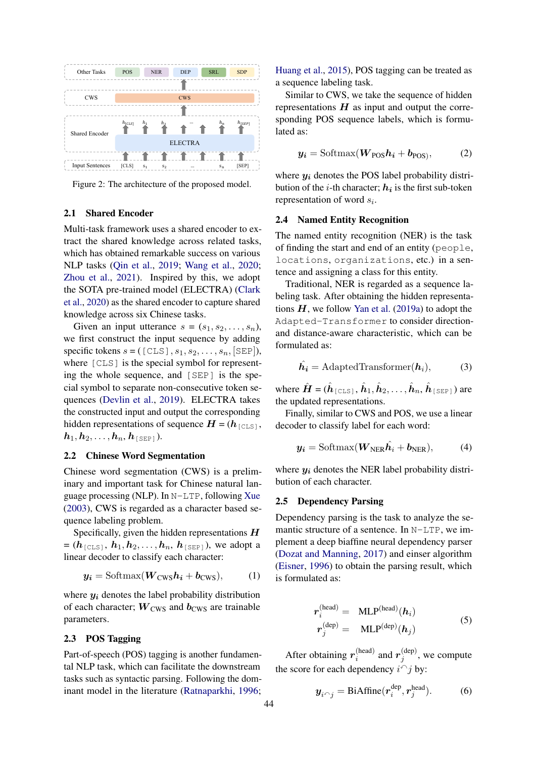Figure 2: The architecture of the proposed model.

### 2.1 Shared Encoder

Multi-task framework uses a shared encoder to extract the shared knowledge across related tasks, which has obtained remarkable success on various NLP tasks (Qin et al., 2019; Wang et al., 2020; Zhou et al., 2021). Inspired by this, we adopt the SOTA pre-trained model (ELECTRA) (Clark et al., 2020) as the shared encoder to capture shared knowledge across six Chinese tasks.

Given an input utterance $s = (s_1, s_2, \ldots, s_n)$, we first construct the input sequence by adding specific tokens $s = (\texttt{[CLS]}, s_1, s_2, \ldots, s_n, \texttt{[SEP]})$, where `[CLS]` is the special symbol for representing the whole sequence, and `[SEP]` is the special symbol to separate non-consecutive token sequences (Devlin et al., 2019). ELECTRA takes the constructed input and output the corresponding hidden representations of sequence $\boldsymbol{H} = (\boldsymbol{h}_{\texttt{[CLS]}}, \boldsymbol{h}_1, \boldsymbol{h}_2, \ldots, \boldsymbol{h}_n, \boldsymbol{h}_{\texttt{[SEP]}})$.

### 2.2 Chinese Word Segmentation

Chinese word segmentation (CWS) is a preliminary and important task for Chinese natural language processing (NLP). In N-LTP, following Xue (2003), CWS is regarded as a character based sequence labeling problem.

Specifically, given the hidden representations $\boldsymbol{H} = (\boldsymbol{h}_{\texttt{[CLS]}}, \boldsymbol{h}_1, \boldsymbol{h}_2, \ldots, \boldsymbol{h}_n, \boldsymbol{h}_{\texttt{[SEP]}})$, we adopt a linear decoder to classify each character:

$$\boldsymbol{y_i} = \text{Softmax}(\boldsymbol{W}_{\text{CWS}}\boldsymbol{h_i} + \boldsymbol{b}_{\text{CWS}}), \tag{1}$$

where $\boldsymbol{y_i}$ denotes the label probability distribution of each character; $\boldsymbol{W}_{\text{CWS}}$ and $\boldsymbol{b}_{\text{CWS}}$ are trainable parameters.

### 2.3 POS Tagging

Part-of-speech (POS) tagging is another fundamental NLP task, which can facilitate the downstream tasks such as syntactic parsing. Following the dominant model in the literature (Ratnaparkhi, 1996; Huang et al., 2015), POS tagging can be treated as a sequence labeling task.

Similar to CWS, we take the sequence of hidden representations $\boldsymbol{H}$ as input and output the corresponding POS sequence labels, which is formulated as:

$$\boldsymbol{y_i} = \text{Softmax}(\boldsymbol{W}_{\text{POS}}\boldsymbol{h_i} + \boldsymbol{b}_{\text{POS}}), \tag{2}$$

where $\boldsymbol{y_i}$ denotes the POS label probability distribution of the $i$-th character; $\boldsymbol{h_i}$ is the first sub-token representation of word $s_i$.

### 2.4 Named Entity Recognition

The named entity recognition (NER) is the task of finding the start and end of an entity (`people`, `locations`, `organizations`, etc.) in a sentence and assigning a class for this entity.

Traditional, NER is regarded as a sequence labeling task. After obtaining the hidden representations $\boldsymbol{H}$, we follow Yan et al. (2019a) to adopt the `Adapted-Transformer` to consider direction- and distance-aware characteristic, which can be formulated as:

$$\hat{\boldsymbol{h}_i} = \text{AdaptedTransformer}(\boldsymbol{h}_i), \tag{3}$$

where $\hat{\boldsymbol{H}} = (\hat{\boldsymbol{h}}_{\texttt{[CLS]}}, \hat{\boldsymbol{h}}_1, \hat{\boldsymbol{h}}_2, \ldots, \hat{\boldsymbol{h}}_n, \hat{\boldsymbol{h}}_{\texttt{[SEP]}})$ are the updated representations.

Finally, similar to CWS and POS, we use a linear decoder to classify label for each word:

$$\boldsymbol{y_i} = \text{Softmax}(\boldsymbol{W}_{\text{NER}}\hat{\boldsymbol{h}_i} + \boldsymbol{b}_{\text{NER}}), \tag{4}$$

where $\boldsymbol{y_i}$ denotes the NER label probability distribution of each character.

### 2.5 Dependency Parsing

Dependency parsing is the task to analyze the semantic structure of a sentence. In N-LTP, we implement a deep biaffine neural dependency parser (Dozat and Manning, 2017) and einser algorithm (Eisner, 1996) to obtain the parsing result, which is formulated as:

$$\begin{aligned} \boldsymbol{r}_i^{(\text{head})} &= \text{MLP}^{(\text{head})}(\boldsymbol{h}_i) \\ \boldsymbol{r}_j^{(\text{dep})} &= \text{MLP}^{(\text{dep})}(\boldsymbol{h}_j) \end{aligned} \tag{5}$$

After obtaining $\boldsymbol{r}_i^{(\text{head})}$ and $\boldsymbol{r}_j^{(\text{dep})}$, we compute the score for each dependency $i \curvearrowright j$ by:

$$\boldsymbol{y}_{i \curvearrowright j} = \text{BiAffine}(\boldsymbol{r}_i^{\text{dep}}, \boldsymbol{r}_j^{\text{head}}). \tag{6}$$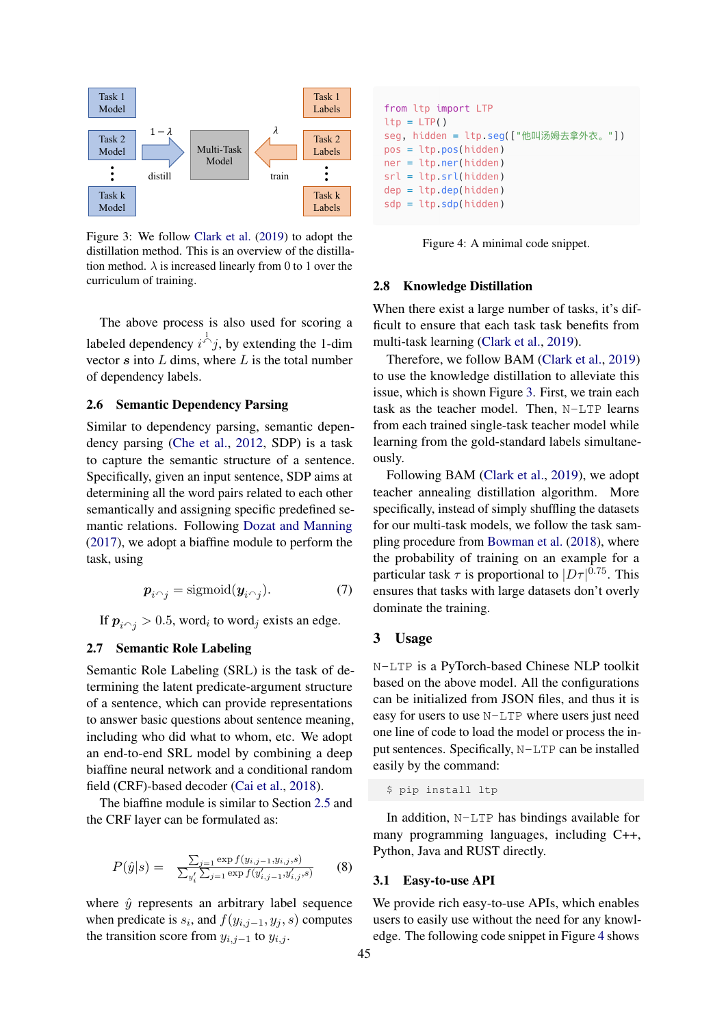Figure 3: We follow Clark et al. (2019) to adopt the distillation method. This is an overview of the distillation method. $\lambda$ is increased linearly from 0 to 1 over the curriculum of training.

The above process is also used for scoring a labeled dependency $i \overset{l}{\frown} j$, by extending the 1-dim vector $\boldsymbol{s}$ into $L$ dims, where $L$ is the total number of dependency labels.

## 2.6 Semantic Dependency Parsing

Similar to dependency parsing, semantic dependency parsing (Che et al., 2012, SDP) is a task to capture the semantic structure of a sentence. Specifically, given an input sentence, SDP aims at determining all the word pairs related to each other semantically and assigning specific predefined semantic relations. Following Dozat and Manning (2017), we adopt a biaffine module to perform the task, using

$$\boldsymbol{p}_{i \frown j} = \text{sigmoid}(\boldsymbol{y}_{i \frown j}). \tag{7}$$

If $\boldsymbol{p}_{i \frown j} > 0.5$, word$_i$ to word$_j$ exists an edge.

## 2.7 Semantic Role Labeling

Semantic Role Labeling (SRL) is the task of determining the latent predicate-argument structure of a sentence, which can provide representations to answer basic questions about sentence meaning, including who did what to whom, etc. We adopt an end-to-end SRL model by combining a deep biaffine neural network and a conditional random field (CRF)-based decoder (Cai et al., 2018).

The biaffine module is similar to Section 2.5 and the CRF layer can be formulated as:

$$P(\hat{y}|s) = \frac{\sum_{j=1} \exp f(y_{i,j-1}, y_{i,j}, s)}{\sum_{y_i'} \sum_{j=1} \exp f(y_{i,j-1}', y_{i,j}', s)} \tag{8}$$

where $\hat{y}$ represents an arbitrary label sequence when predicate is $s_i$, and $f(y_{i,j-1}, y_j, s)$ computes the transition score from $y_{i,j-1}$ to $y_{i,j}$.

```python
from ltp import LTP
ltp = LTP()
seg, hidden = ltp.seg(["他叫汤姆去拿外衣。"])
pos = ltp.pos(hidden)
ner = ltp.ner(hidden)
srl = ltp.srl(hidden)
dep = ltp.dep(hidden)
sdp = ltp.sdp(hidden)
```

Figure 4: A minimal code snippet.

## 2.8 Knowledge Distillation

When there exist a large number of tasks, it's difficult to ensure that each task task benefits from multi-task learning (Clark et al., 2019).

Therefore, we follow BAM (Clark et al., 2019) to use the knowledge distillation to alleviate this issue, which is shown Figure 3. First, we train each task as the teacher model. Then, N-LTP learns from each trained single-task teacher model while learning from the gold-standard labels simultaneously.

Following BAM (Clark et al., 2019), we adopt teacher annealing distillation algorithm. More specifically, instead of simply shuffling the datasets for our multi-task models, we follow the task sampling procedure from Bowman et al. (2018), where the probability of training on an example for a particular task $\tau$ is proportional to $|D_\tau|^{0.75}$. This ensures that tasks with large datasets don't overly dominate the training.

# 3 Usage

N-LTP is a PyTorch-based Chinese NLP toolkit based on the above model. All the configurations can be initialized from JSON files, and thus it is easy for users to use N-LTP where users just need one line of code to load the model or process the input sentences. Specifically, N-LTP can be installed easily by the command:

```
$ pip install ltp
```

In addition, N-LTP has bindings available for many programming languages, including C++, Python, Java and RUST directly.

## 3.1 Easy-to-use API

We provide rich easy-to-use APIs, which enables users to easily use without the need for any knowledge. The following code snippet in Figure 4 shows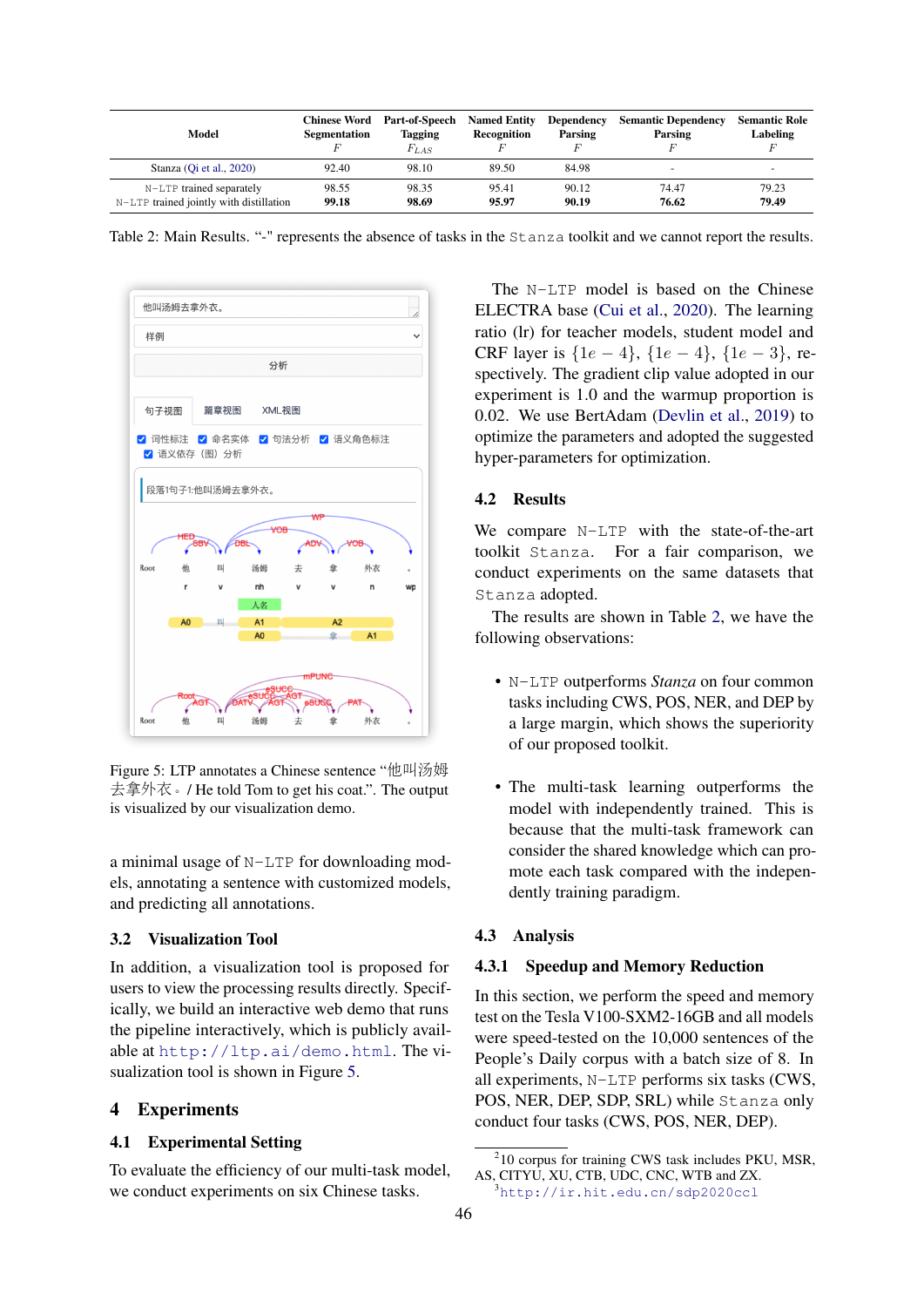| Model | Chinese Word Segmentation $F$ | Part-of-Speech Tagging $F_{LAS}$ | Named Entity Recognition $F$ | Dependency Parsing $F$ | Semantic Dependency Parsing $F$ | Semantic Role Labeling $F$ |
|---|---|---|---|---|---|---|
| Stanza (Qi et al., 2020) | 92.40 | 98.10 | 89.50 | 84.98 | - | - |
| N-LTP trained separately | 98.55 | 98.35 | 95.41 | 90.12 | 74.47 | 79.23 |
| N-LTP trained jointly with distillation | **99.18** | **98.69** | **95.97** | **90.19** | **76.62** | **79.49** |

Table 2: Main Results. "-" represents the absence of tasks in the Stanza toolkit and we cannot report the results.

Figure 5: LTP annotates a Chinese sentence "他叫汤姆去拿外衣。/ He told Tom to get his coat.". The output is visualized by our visualization demo.

a minimal usage of N-LTP for downloading models, annotating a sentence with customized models, and predicting all annotations.

## 3.2 Visualization Tool

In addition, a visualization tool is proposed for users to view the processing results directly. Specifically, we build an interactive web demo that runs the pipeline interactively, which is publicly available at http://ltp.ai/demo.html. The visualization tool is shown in Figure 5.

# 4 Experiments

## 4.1 Experimental Setting

To evaluate the efficiency of our multi-task model, we conduct experiments on six Chinese tasks.

The N-LTP model is based on the Chinese ELECTRA base (Cui et al., 2020). The learning ratio (lr) for teacher models, student model and CRF layer is $\{1e-4\}$, $\{1e-4\}$, $\{1e-3\}$, respectively. The gradient clip value adopted in our experiment is 1.0 and the warmup proportion is 0.02. We use BertAdam (Devlin et al., 2019) to optimize the parameters and adopted the suggested hyper-parameters for optimization.

## 4.2 Results

We compare N-LTP with the state-of-the-art toolkit Stanza. For a fair comparison, we conduct experiments on the same datasets that Stanza adopted.

The results are shown in Table 2, we have the following observations:

- N-LTP outperforms *Stanza* on four common tasks including CWS, POS, NER, and DEP by a large margin, which shows the superiority of our proposed toolkit.
- The multi-task learning outperforms the model with independently trained. This is because that the multi-task framework can consider the shared knowledge which can promote each task compared with the independently training paradigm.

## 4.3 Analysis

### 4.3.1 Speedup and Memory Reduction

In this section, we perform the speed and memory test on the Tesla V100-SXM2-16GB and all models were speed-tested on the 10,000 sentences of the People's Daily corpus with a batch size of 8. In all experiments, N-LTP performs six tasks (CWS, POS, NER, DEP, SDP, SRL) while Stanza only conduct four tasks (CWS, POS, NER, DEP).

[2]10 corpus for training CWS task includes PKU, MSR, AS, CITYU, XU, CTB, UDC, CNC, WTB and ZX.

[3]http://ir.hit.edu.cn/sdp2020ccl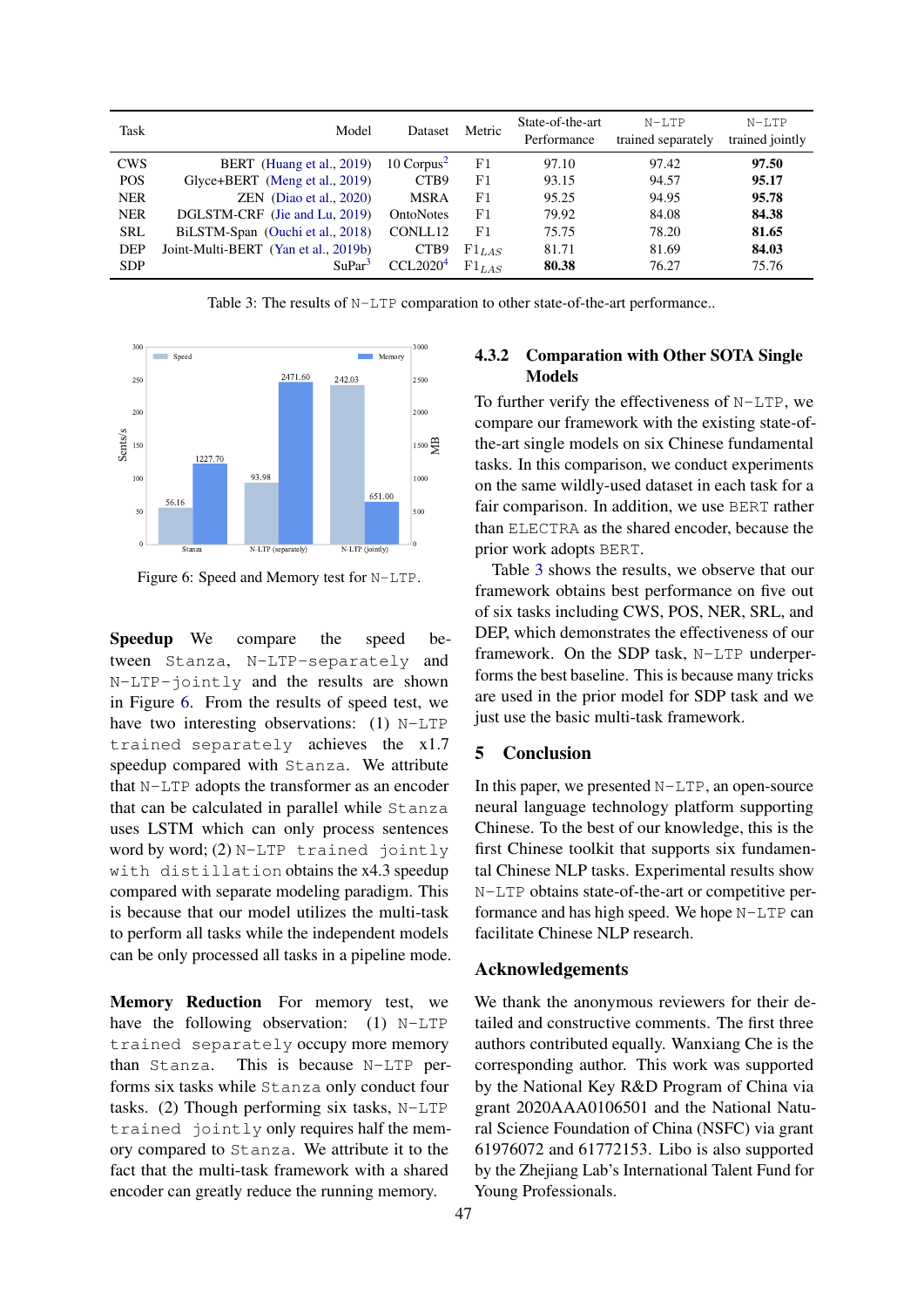| Task | Model | Dataset | Metric | State-of-the-art Performance | N-LTP trained separately | N-LTP trained jointly |
|---|---|---|---|---|---|---|
| CWS | BERT (Huang et al., 2019) | 10 Corpus[2] | F1 | 97.10 | 97.42 | **97.50** |
| POS | Glyce+BERT (Meng et al., 2019) | CTB9 | F1 | 93.15 | 94.57 | **95.17** |
| NER | ZEN (Diao et al., 2020) | MSRA | F1 | 95.25 | 94.95 | **95.78** |
| NER | DGLSTM-CRF (Jie and Lu, 2019) | OntoNotes | F1 | 79.92 | 84.08 | **84.38** |
| SRL | BiLSTM-Span (Ouchi et al., 2018) | CONLL12 | F1 | 75.75 | 78.20 | **81.65** |
| DEP | Joint-Multi-BERT (Yan et al., 2019b) | CTB9 | $F1_{LAS}$ | 81.71 | 81.69 | **84.03** |
| SDP | SuPar[3] | CCL2020[4] | $F1_{LAS}$ | **80.38** | 76.27 | 75.76 |

Table 3: The results of N-LTP comparation to other state-of-the-art performance..

Figure 6: Speed and Memory test for N-LTP.

**Speedup** We compare the speed between Stanza, N-LTP-separately and N-LTP-jointly and the results are shown in Figure 6. From the results of speed test, we have two interesting observations: (1) N-LTP trained separately achieves the x1.7 speedup compared with Stanza. We attribute that N-LTP adopts the transformer as an encoder that can be calculated in parallel while Stanza uses LSTM which can only process sentences word by word; (2) N-LTP trained jointly with distillation obtains the x4.3 speedup compared with separate modeling paradigm. This is because that our model utilizes the multi-task to perform all tasks while the independent models can be only processed all tasks in a pipeline mode.

**Memory Reduction** For memory test, we have the following observation: (1) N-LTP trained separately occupy more memory than Stanza. This is because N-LTP performs six tasks while Stanza only conduct four tasks. (2) Though performing six tasks, N-LTP trained jointly only requires half the memory compared to Stanza. We attribute it to the fact that the multi-task framework with a shared encoder can greatly reduce the running memory.

### 4.3.2 Comparation with Other SOTA Single Models

To further verify the effectiveness of N-LTP, we compare our framework with the existing state-of-the-art single models on six Chinese fundamental tasks. In this comparison, we conduct experiments on the same wildly-used dataset in each task for a fair comparison. In addition, we use BERT rather than ELECTRA as the shared encoder, because the prior work adopts BERT.

Table 3 shows the results, we observe that our framework obtains best performance on five out of six tasks including CWS, POS, NER, SRL, and DEP, which demonstrates the effectiveness of our framework. On the SDP task, N-LTP underperforms the best baseline. This is because many tricks are used in the prior model for SDP task and we just use the basic multi-task framework.

## 5 Conclusion

In this paper, we presented N-LTP, an open-source neural language technology platform supporting Chinese. To the best of our knowledge, this is the first Chinese toolkit that supports six fundamental Chinese NLP tasks. Experimental results show N-LTP obtains state-of-the-art or competitive performance and has high speed. We hope N-LTP can facilitate Chinese NLP research.

## Acknowledgements

We thank the anonymous reviewers for their detailed and constructive comments. The first three authors contributed equally. Wanxiang Che is the corresponding author. This work was supported by the National Key R&D Program of China via grant 2020AAA0106501 and the National Natural Science Foundation of China (NSFC) via grant 61976072 and 61772153. Libo is also supported by the Zhejiang Lab's International Talent Fund for Young Professionals.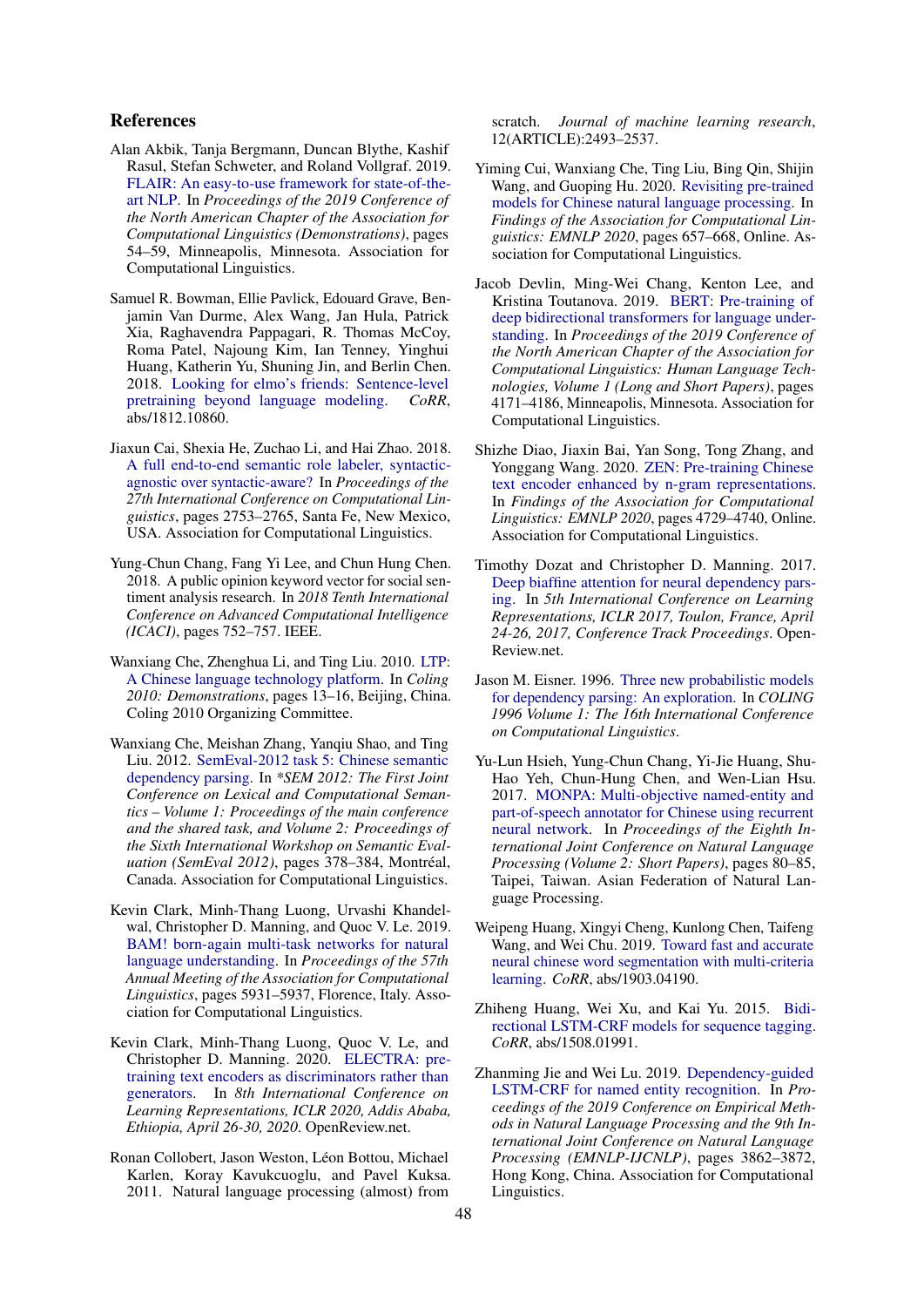## References

Alan Akbik, Tanja Bergmann, Duncan Blythe, Kashif Rasul, Stefan Schweter, and Roland Vollgraf. 2019. FLAIR: An easy-to-use framework for state-of-the-art NLP. In *Proceedings of the 2019 Conference of the North American Chapter of the Association for Computational Linguistics (Demonstrations)*, pages 54–59, Minneapolis, Minnesota. Association for Computational Linguistics.

Samuel R. Bowman, Ellie Pavlick, Edouard Grave, Benjamin Van Durme, Alex Wang, Jan Hula, Patrick Xia, Raghavendra Pappagari, R. Thomas McCoy, Roma Patel, Najoung Kim, Ian Tenney, Yinghui Huang, Katherin Yu, Shuning Jin, and Berlin Chen. 2018. Looking for elmo's friends: Sentence-level pretraining beyond language modeling. *CoRR*, abs/1812.10860.

Jiaxun Cai, Shexia He, Zuchao Li, and Hai Zhao. 2018. A full end-to-end semantic role labeler, syntactic-agnostic over syntactic-aware? In *Proceedings of the 27th International Conference on Computational Linguistics*, pages 2753–2765, Santa Fe, New Mexico, USA. Association for Computational Linguistics.

Yung-Chun Chang, Fang Yi Lee, and Chun Hung Chen. 2018. A public opinion keyword vector for social sentiment analysis research. In *2018 Tenth International Conference on Advanced Computational Intelligence (ICACI)*, pages 752–757. IEEE.

Wanxiang Che, Zhenghua Li, and Ting Liu. 2010. LTP: A Chinese language technology platform. In *Coling 2010: Demonstrations*, pages 13–16, Beijing, China. Coling 2010 Organizing Committee.

Wanxiang Che, Meishan Zhang, Yanqiu Shao, and Ting Liu. 2012. SemEval-2012 task 5: Chinese semantic dependency parsing. In *\*SEM 2012: The First Joint Conference on Lexical and Computational Semantics – Volume 1: Proceedings of the main conference and the shared task, and Volume 2: Proceedings of the Sixth International Workshop on Semantic Evaluation (SemEval 2012)*, pages 378–384, Montréal, Canada. Association for Computational Linguistics.

Kevin Clark, Minh-Thang Luong, Urvashi Khandelwal, Christopher D. Manning, and Quoc V. Le. 2019. BAM! born-again multi-task networks for natural language understanding. In *Proceedings of the 57th Annual Meeting of the Association for Computational Linguistics*, pages 5931–5937, Florence, Italy. Association for Computational Linguistics.

Kevin Clark, Minh-Thang Luong, Quoc V. Le, and Christopher D. Manning. 2020. ELECTRA: pre-training text encoders as discriminators rather than generators. In *8th International Conference on Learning Representations, ICLR 2020, Addis Ababa, Ethiopia, April 26-30, 2020*. OpenReview.net.

Ronan Collobert, Jason Weston, Léon Bottou, Michael Karlen, Koray Kavukcuoglu, and Pavel Kuksa. 2011. Natural language processing (almost) from scratch. *Journal of machine learning research*, 12(ARTICLE):2493–2537.

Yiming Cui, Wanxiang Che, Ting Liu, Bing Qin, Shijin Wang, and Guoping Hu. 2020. Revisiting pre-trained models for Chinese natural language processing. In *Findings of the Association for Computational Linguistics: EMNLP 2020*, pages 657–668, Online. Association for Computational Linguistics.

Jacob Devlin, Ming-Wei Chang, Kenton Lee, and Kristina Toutanova. 2019. BERT: Pre-training of deep bidirectional transformers for language understanding. In *Proceedings of the 2019 Conference of the North American Chapter of the Association for Computational Linguistics: Human Language Technologies, Volume 1 (Long and Short Papers)*, pages 4171–4186, Minneapolis, Minnesota. Association for Computational Linguistics.

Shizhe Diao, Jiaxin Bai, Yan Song, Tong Zhang, and Yonggang Wang. 2020. ZEN: Pre-training Chinese text encoder enhanced by n-gram representations. In *Findings of the Association for Computational Linguistics: EMNLP 2020*, pages 4729–4740, Online. Association for Computational Linguistics.

Timothy Dozat and Christopher D. Manning. 2017. Deep biaffine attention for neural dependency parsing. In *5th International Conference on Learning Representations, ICLR 2017, Toulon, France, April 24-26, 2017, Conference Track Proceedings*. OpenReview.net.

Jason M. Eisner. 1996. Three new probabilistic models for dependency parsing: An exploration. In *COLING 1996 Volume 1: The 16th International Conference on Computational Linguistics*.

Yu-Lun Hsieh, Yung-Chun Chang, Yi-Jie Huang, Shu-Hao Yeh, Chun-Hung Chen, and Wen-Lian Hsu. 2017. MONPA: Multi-objective named-entity and part-of-speech annotator for Chinese using recurrent neural network. In *Proceedings of the Eighth International Joint Conference on Natural Language Processing (Volume 2: Short Papers)*, pages 80–85, Taipei, Taiwan. Asian Federation of Natural Language Processing.

Weipeng Huang, Xingyi Cheng, Kunlong Chen, Taifeng Wang, and Wei Chu. 2019. Toward fast and accurate neural chinese word segmentation with multi-criteria learning. *CoRR*, abs/1903.04190.

Zhiheng Huang, Wei Xu, and Kai Yu. 2015. Bidirectional LSTM-CRF models for sequence tagging. *CoRR*, abs/1508.01991.

Zhanming Jie and Wei Lu. 2019. Dependency-guided LSTM-CRF for named entity recognition. In *Proceedings of the 2019 Conference on Empirical Methods in Natural Language Processing and the 9th International Joint Conference on Natural Language Processing (EMNLP-IJCNLP)*, pages 3862–3872, Hong Kong, China. Association for Computational Linguistics.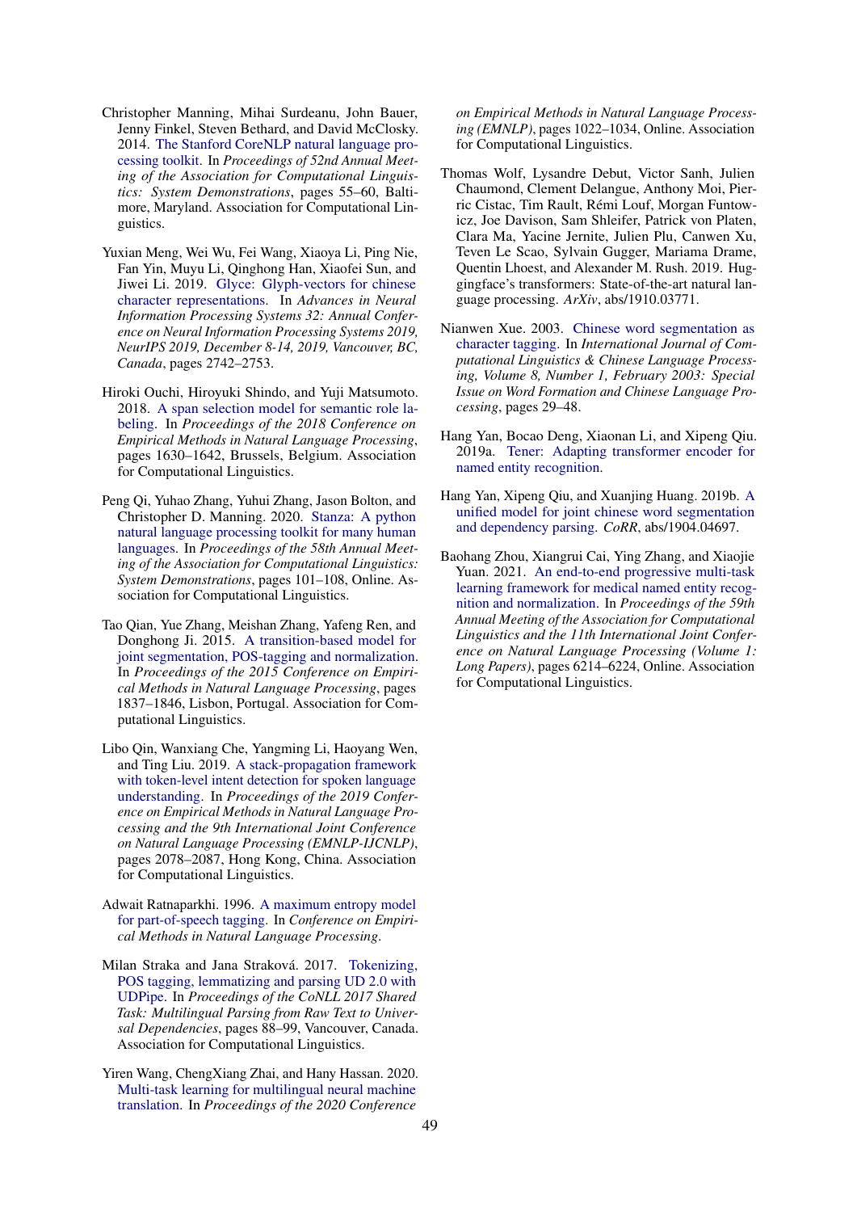Christopher Manning, Mihai Surdeanu, John Bauer, Jenny Finkel, Steven Bethard, and David McClosky. 2014. The Stanford CoreNLP natural language processing toolkit. In *Proceedings of 52nd Annual Meeting of the Association for Computational Linguistics: System Demonstrations*, pages 55–60, Baltimore, Maryland. Association for Computational Linguistics.

Yuxian Meng, Wei Wu, Fei Wang, Xiaoya Li, Ping Nie, Fan Yin, Muyu Li, Qinghong Han, Xiaofei Sun, and Jiwei Li. 2019. Glyce: Glyph-vectors for chinese character representations. In *Advances in Neural Information Processing Systems 32: Annual Conference on Neural Information Processing Systems 2019, NeurIPS 2019, December 8-14, 2019, Vancouver, BC, Canada*, pages 2742–2753.

Hiroki Ouchi, Hiroyuki Shindo, and Yuji Matsumoto. 2018. A span selection model for semantic role labeling. In *Proceedings of the 2018 Conference on Empirical Methods in Natural Language Processing*, pages 1630–1642, Brussels, Belgium. Association for Computational Linguistics.

Peng Qi, Yuhao Zhang, Yuhui Zhang, Jason Bolton, and Christopher D. Manning. 2020. Stanza: A python natural language processing toolkit for many human languages. In *Proceedings of the 58th Annual Meeting of the Association for Computational Linguistics: System Demonstrations*, pages 101–108, Online. Association for Computational Linguistics.

Tao Qian, Yue Zhang, Meishan Zhang, Yafeng Ren, and Donghong Ji. 2015. A transition-based model for joint segmentation, POS-tagging and normalization. In *Proceedings of the 2015 Conference on Empirical Methods in Natural Language Processing*, pages 1837–1846, Lisbon, Portugal. Association for Computational Linguistics.

Libo Qin, Wanxiang Che, Yangming Li, Haoyang Wen, and Ting Liu. 2019. A stack-propagation framework with token-level intent detection for spoken language understanding. In *Proceedings of the 2019 Conference on Empirical Methods in Natural Language Processing and the 9th International Joint Conference on Natural Language Processing (EMNLP-IJCNLP)*, pages 2078–2087, Hong Kong, China. Association for Computational Linguistics.

Adwait Ratnaparkhi. 1996. A maximum entropy model for part-of-speech tagging. In *Conference on Empirical Methods in Natural Language Processing*.

Milan Straka and Jana Straková. 2017. Tokenizing, POS tagging, lemmatizing and parsing UD 2.0 with UDPipe. In *Proceedings of the CoNLL 2017 Shared Task: Multilingual Parsing from Raw Text to Universal Dependencies*, pages 88–99, Vancouver, Canada. Association for Computational Linguistics.

Yiren Wang, ChengXiang Zhai, and Hany Hassan. 2020. Multi-task learning for multilingual neural machine translation. In *Proceedings of the 2020 Conference on Empirical Methods in Natural Language Processing (EMNLP)*, pages 1022–1034, Online. Association for Computational Linguistics.

Thomas Wolf, Lysandre Debut, Victor Sanh, Julien Chaumond, Clement Delangue, Anthony Moi, Pierric Cistac, Tim Rault, Rémi Louf, Morgan Funtowicz, Joe Davison, Sam Shleifer, Patrick von Platen, Clara Ma, Yacine Jernite, Julien Plu, Canwen Xu, Teven Le Scao, Sylvain Gugger, Mariama Drame, Quentin Lhoest, and Alexander M. Rush. 2019. Huggingface's transformers: State-of-the-art natural language processing. *ArXiv*, abs/1910.03771.

Nianwen Xue. 2003. Chinese word segmentation as character tagging. In *International Journal of Computational Linguistics & Chinese Language Processing, Volume 8, Number 1, February 2003: Special Issue on Word Formation and Chinese Language Processing*, pages 29–48.

Hang Yan, Bocao Deng, Xiaonan Li, and Xipeng Qiu. 2019a. Tener: Adapting transformer encoder for named entity recognition.

Hang Yan, Xipeng Qiu, and Xuanjing Huang. 2019b. A unified model for joint chinese word segmentation and dependency parsing. *CoRR*, abs/1904.04697.

Baohang Zhou, Xiangrui Cai, Ying Zhang, and Xiaojie Yuan. 2021. An end-to-end progressive multi-task learning framework for medical named entity recognition and normalization. In *Proceedings of the 59th Annual Meeting of the Association for Computational Linguistics and the 11th International Joint Conference on Natural Language Processing (Volume 1: Long Papers)*, pages 6214–6224, Online. Association for Computational Linguistics.